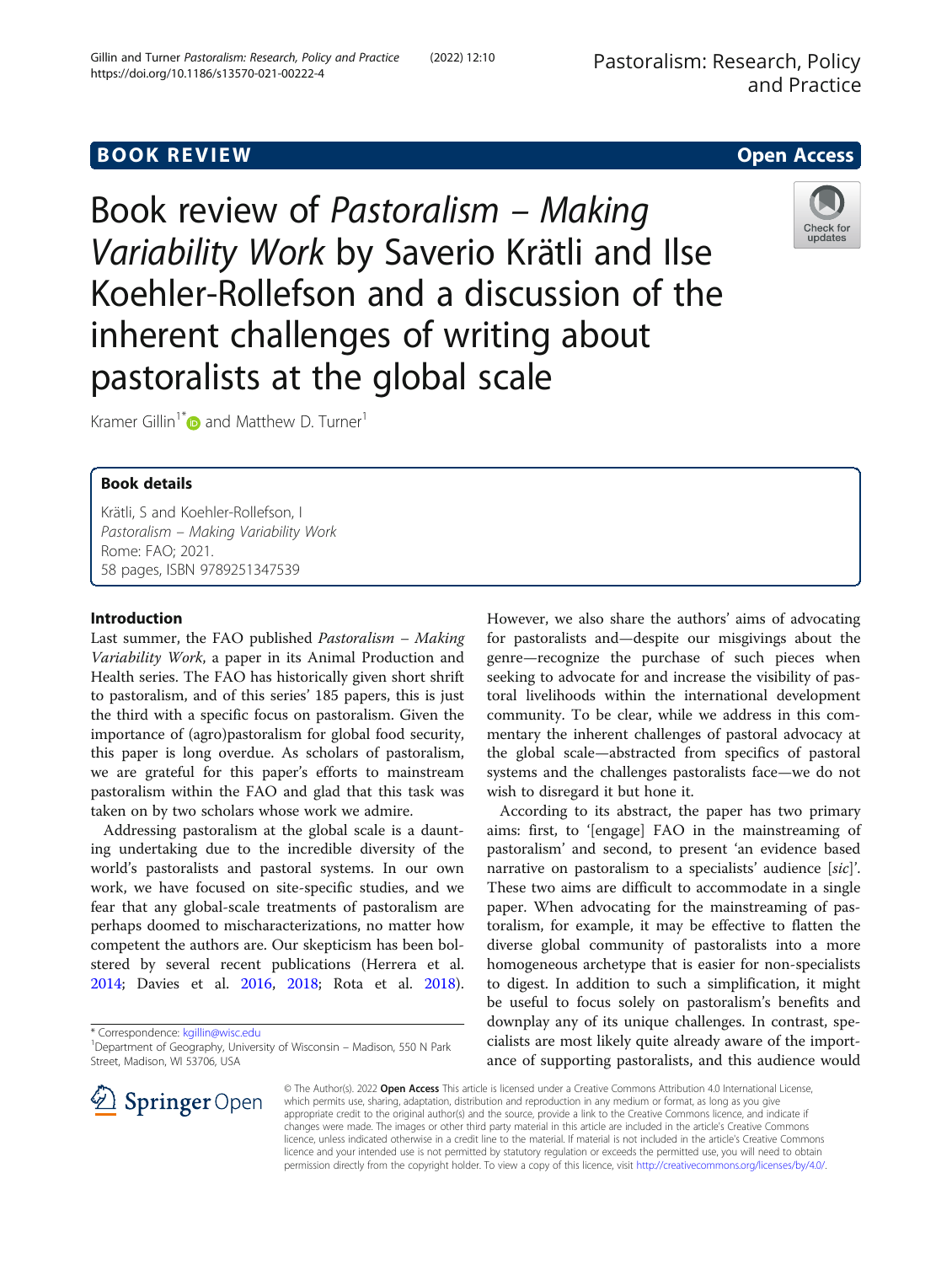# BOOK REVIEW

# Book review of *Pastoralism – Making Variability Work* by Saverio Krätli and Ilse Koehler-Rollefson and a discussion of the inherent challenges of writing about pastoralists at the global scale

Kramer Gillin[1*] and Matthew D. Turner[1]

## Book details

Krätli, S and Koehler-Rollefson, I
*Pastoralism – Making Variability Work*
Rome: FAO; 2021.
58 pages, ISBN 9789251347539

## Introduction

Last summer, the FAO published *Pastoralism – Making Variability Work*, a paper in its Animal Production and Health series. The FAO has historically given short shrift to pastoralism, and of this series' 185 papers, this is just the third with a specific focus on pastoralism. Given the importance of (agro)pastoralism for global food security, this paper is long overdue. As scholars of pastoralism, we are grateful for this paper's efforts to mainstream pastoralism within the FAO and glad that this task was taken on by two scholars whose work we admire.

Addressing pastoralism at the global scale is a daunting undertaking due to the incredible diversity of the world's pastoralists and pastoral systems. In our own work, we have focused on site-specific studies, and we fear that any global-scale treatments of pastoralism are perhaps doomed to mischaracterizations, no matter how competent the authors are. Our skepticism has been bolstered by several recent publications (Herrera et al. 2014; Davies et al. 2016, 2018; Rota et al. 2018). However, we also share the authors' aims of advocating for pastoralists and—despite our misgivings about the genre—recognize the purchase of such pieces when seeking to advocate for and increase the visibility of pastoral livelihoods within the international development community. To be clear, while we address in this commentary the inherent challenges of pastoral advocacy at the global scale—abstracted from specifics of pastoral systems and the challenges pastoralists face—we do not wish to disregard it but hone it.

According to its abstract, the paper has two primary aims: first, to '[engage] FAO in the mainstreaming of pastoralism' and second, to present 'an evidence based narrative on pastoralism to a specialists' audience [*sic*]'. These two aims are difficult to accommodate in a single paper. When advocating for the mainstreaming of pastoralism, for example, it may be effective to flatten the diverse global community of pastoralists into a more homogeneous archetype that is easier for non-specialists to digest. In addition to such a simplification, it might be useful to focus solely on pastoralism's benefits and downplay any of its unique challenges. In contrast, specialists are most likely quite already aware of the importance of supporting pastoralists, and this audience would

\* Correspondence: kgillin@wisc.edu
[1]Department of Geography, University of Wisconsin – Madison, 550 N Park Street, Madison, WI 53706, USA

© The Author(s). 2022 **Open Access** This article is licensed under a Creative Commons Attribution 4.0 International License, which permits use, sharing, adaptation, distribution and reproduction in any medium or format, as long as you give appropriate credit to the original author(s) and the source, provide a link to the Creative Commons licence, and indicate if changes were made. The images or other third party material in this article are included in the article's Creative Commons licence, unless indicated otherwise in a credit line to the material. If material is not included in the article's Creative Commons licence and your intended use is not permitted by statutory regulation or exceeds the permitted use, you will need to obtain permission directly from the copyright holder. To view a copy of this licence, visit http://creativecommons.org/licenses/by/4.0/.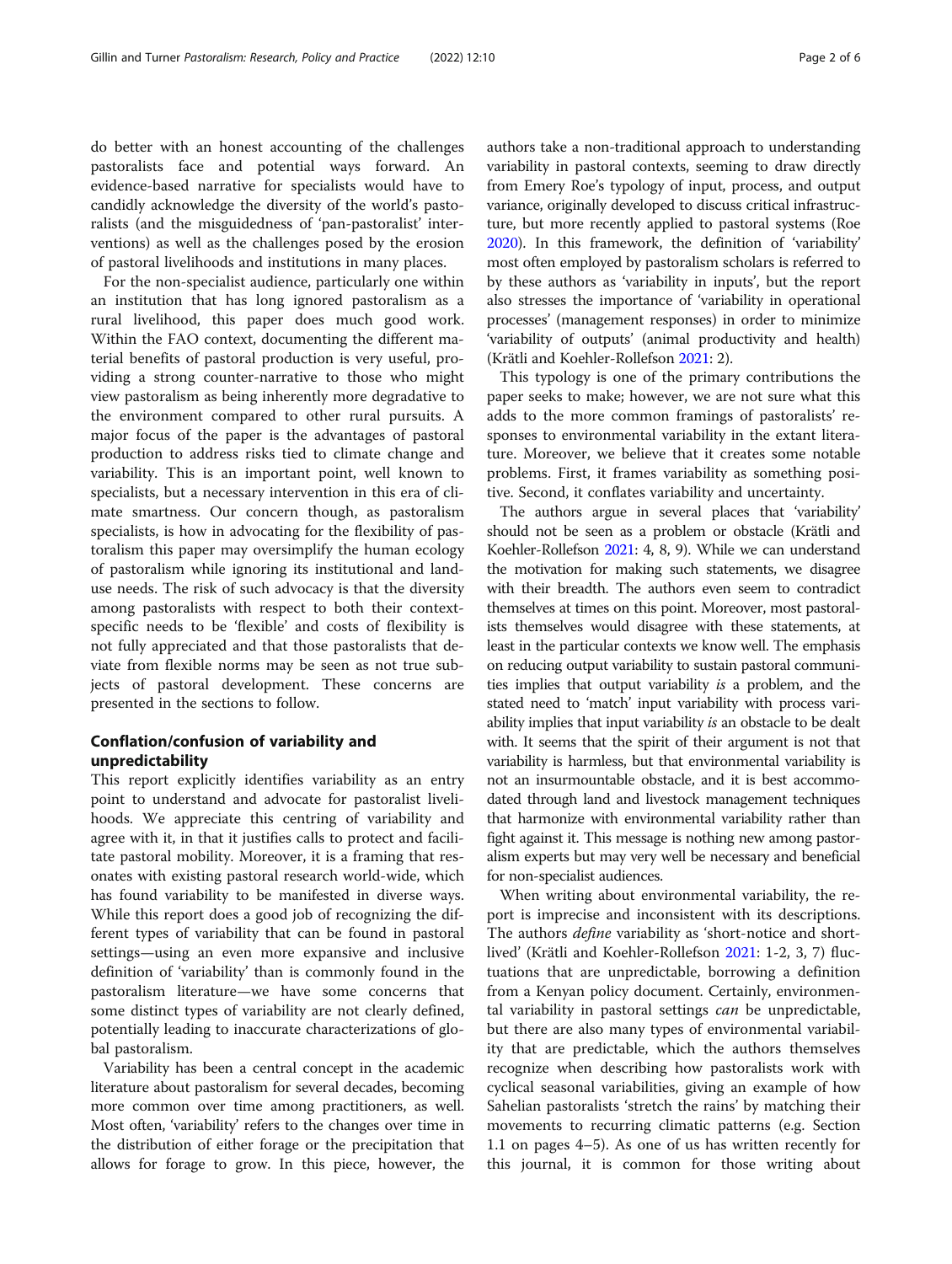do better with an honest accounting of the challenges pastoralists face and potential ways forward. An evidence-based narrative for specialists would have to candidly acknowledge the diversity of the world's pastoralists (and the misguidedness of 'pan-pastoralist' interventions) as well as the challenges posed by the erosion of pastoral livelihoods and institutions in many places.

For the non-specialist audience, particularly one within an institution that has long ignored pastoralism as a rural livelihood, this paper does much good work. Within the FAO context, documenting the different material benefits of pastoral production is very useful, providing a strong counter-narrative to those who might view pastoralism as being inherently more degradative to the environment compared to other rural pursuits. A major focus of the paper is the advantages of pastoral production to address risks tied to climate change and variability. This is an important point, well known to specialists, but a necessary intervention in this era of climate smartness. Our concern though, as pastoralism specialists, is how in advocating for the flexibility of pastoralism this paper may oversimplify the human ecology of pastoralism while ignoring its institutional and land-use needs. The risk of such advocacy is that the diversity among pastoralists with respect to both their context-specific needs to be 'flexible' and costs of flexibility is not fully appreciated and that those pastoralists that deviate from flexible norms may be seen as not true subjects of pastoral development. These concerns are presented in the sections to follow.

## Conflation/confusion of variability and unpredictability

This report explicitly identifies variability as an entry point to understand and advocate for pastoralist livelihoods. We appreciate this centring of variability and agree with it, in that it justifies calls to protect and facilitate pastoral mobility. Moreover, it is a framing that resonates with existing pastoral research world-wide, which has found variability to be manifested in diverse ways. While this report does a good job of recognizing the different types of variability that can be found in pastoral settings—using an even more expansive and inclusive definition of 'variability' than is commonly found in the pastoralism literature—we have some concerns that some distinct types of variability are not clearly defined, potentially leading to inaccurate characterizations of global pastoralism.

Variability has been a central concept in the academic literature about pastoralism for several decades, becoming more common over time among practitioners, as well. Most often, 'variability' refers to the changes over time in the distribution of either forage or the precipitation that allows for forage to grow. In this piece, however, the authors take a non-traditional approach to understanding variability in pastoral contexts, seeming to draw directly from Emery Roe's typology of input, process, and output variance, originally developed to discuss critical infrastructure, but more recently applied to pastoral systems (Roe 2020). In this framework, the definition of 'variability' most often employed by pastoralism scholars is referred to by these authors as 'variability in inputs', but the report also stresses the importance of 'variability in operational processes' (management responses) in order to minimize 'variability of outputs' (animal productivity and health) (Krätli and Koehler-Rollefson 2021: 2).

This typology is one of the primary contributions the paper seeks to make; however, we are not sure what this adds to the more common framings of pastoralists' responses to environmental variability in the extant literature. Moreover, we believe that it creates some notable problems. First, it frames variability as something positive. Second, it conflates variability and uncertainty.

The authors argue in several places that 'variability' should not be seen as a problem or obstacle (Krätli and Koehler-Rollefson 2021: 4, 8, 9). While we can understand the motivation for making such statements, we disagree with their breadth. The authors even seem to contradict themselves at times on this point. Moreover, most pastoralists themselves would disagree with these statements, at least in the particular contexts we know well. The emphasis on reducing output variability to sustain pastoral communities implies that output variability *is* a problem, and the stated need to 'match' input variability with process variability implies that input variability *is* an obstacle to be dealt with. It seems that the spirit of their argument is not that variability is harmless, but that environmental variability is not an insurmountable obstacle, and it is best accommodated through land and livestock management techniques that harmonize with environmental variability rather than fight against it. This message is nothing new among pastoralism experts but may very well be necessary and beneficial for non-specialist audiences.

When writing about environmental variability, the report is imprecise and inconsistent with its descriptions. The authors *define* variability as 'short-notice and short-lived' (Krätli and Koehler-Rollefson 2021: 1-2, 3, 7) fluctuations that are unpredictable, borrowing a definition from a Kenyan policy document. Certainly, environmental variability in pastoral settings *can* be unpredictable, but there are also many types of environmental variability that are predictable, which the authors themselves recognize when describing how pastoralists work with cyclical seasonal variabilities, giving an example of how Sahelian pastoralists 'stretch the rains' by matching their movements to recurring climatic patterns (e.g. Section 1.1 on pages 4–5). As one of us has written recently for this journal, it is common for those writing about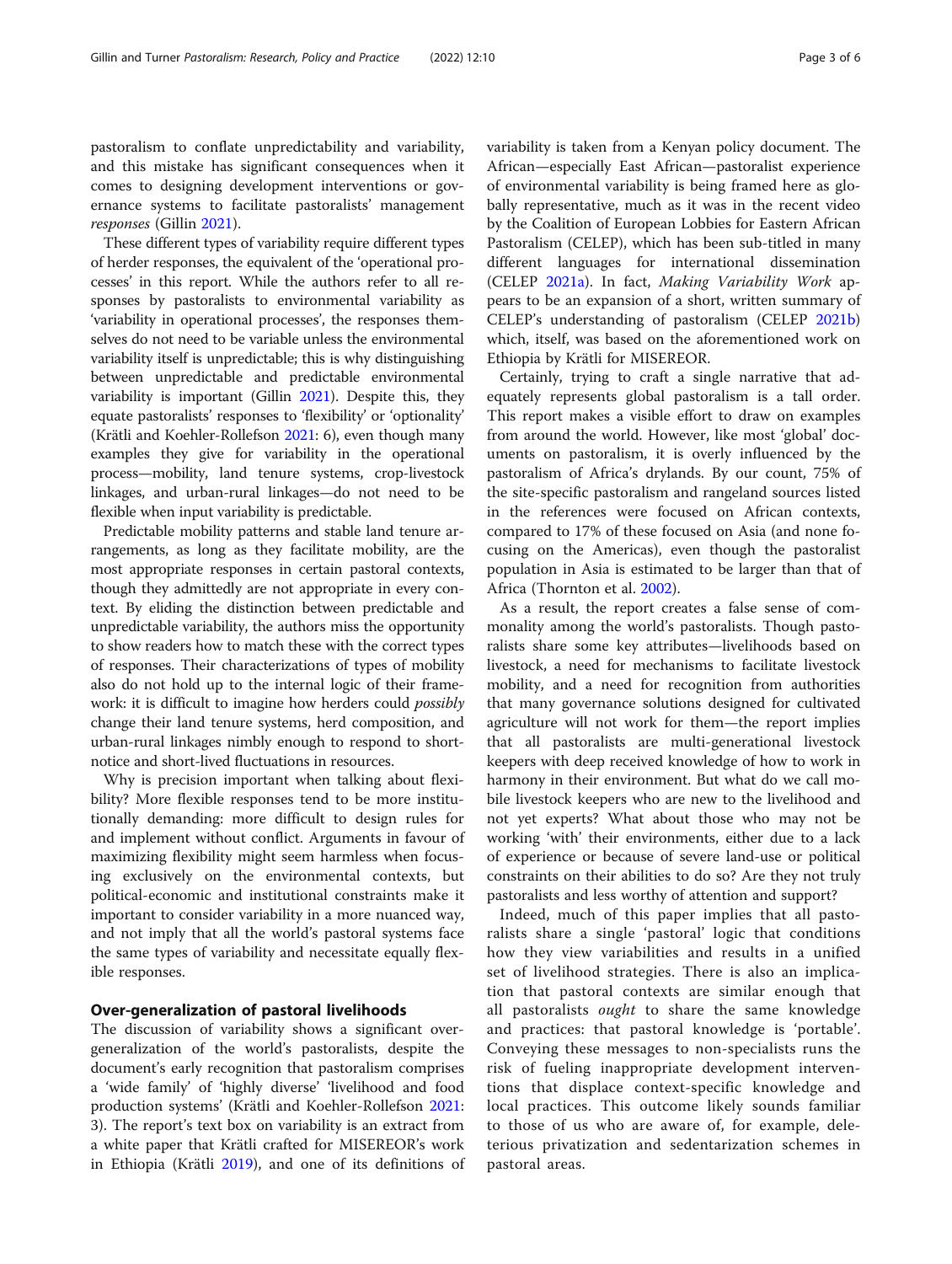pastoralism to conflate unpredictability and variability, and this mistake has significant consequences when it comes to designing development interventions or governance systems to facilitate pastoralists' management *responses* (Gillin 2021).

These different types of variability require different types of herder responses, the equivalent of the 'operational processes' in this report. While the authors refer to all responses by pastoralists to environmental variability as 'variability in operational processes', the responses themselves do not need to be variable unless the environmental variability itself is unpredictable; this is why distinguishing between unpredictable and predictable environmental variability is important (Gillin 2021). Despite this, they equate pastoralists' responses to 'flexibility' or 'optionality' (Krätli and Koehler-Rollefson 2021: 6), even though many examples they give for variability in the operational process—mobility, land tenure systems, crop-livestock linkages, and urban-rural linkages—do not need to be flexible when input variability is predictable.

Predictable mobility patterns and stable land tenure arrangements, as long as they facilitate mobility, are the most appropriate responses in certain pastoral contexts, though they admittedly are not appropriate in every context. By eliding the distinction between predictable and unpredictable variability, the authors miss the opportunity to show readers how to match these with the correct types of responses. Their characterizations of types of mobility also do not hold up to the internal logic of their framework: it is difficult to imagine how herders could *possibly* change their land tenure systems, herd composition, and urban-rural linkages nimbly enough to respond to short-notice and short-lived fluctuations in resources.

Why is precision important when talking about flexibility? More flexible responses tend to be more institutionally demanding: more difficult to design rules for and implement without conflict. Arguments in favour of maximizing flexibility might seem harmless when focusing exclusively on the environmental contexts, but political-economic and institutional constraints make it important to consider variability in a more nuanced way, and not imply that all the world's pastoral systems face the same types of variability and necessitate equally flexible responses.

## Over-generalization of pastoral livelihoods

The discussion of variability shows a significant over-generalization of the world's pastoralists, despite the document's early recognition that pastoralism comprises a 'wide family' of 'highly diverse' 'livelihood and food production systems' (Krätli and Koehler-Rollefson 2021: 3). The report's text box on variability is an extract from a white paper that Krätli crafted for MISEREOR's work in Ethiopia (Krätli 2019), and one of its definitions of variability is taken from a Kenyan policy document. The African—especially East African—pastoralist experience of environmental variability is being framed here as globally representative, much as it was in the recent video by the Coalition of European Lobbies for Eastern African Pastoralism (CELEP), which has been sub-titled in many different languages for international dissemination (CELEP 2021a). In fact, *Making Variability Work* appears to be an expansion of a short, written summary of CELEP's understanding of pastoralism (CELEP 2021b) which, itself, was based on the aforementioned work on Ethiopia by Krätli for MISEREOR.

Certainly, trying to craft a single narrative that adequately represents global pastoralism is a tall order. This report makes a visible effort to draw on examples from around the world. However, like most 'global' documents on pastoralism, it is overly influenced by the pastoralism of Africa's drylands. By our count, 75% of the site-specific pastoralism and rangeland sources listed in the references were focused on African contexts, compared to 17% of these focused on Asia (and none focusing on the Americas), even though the pastoralist population in Asia is estimated to be larger than that of Africa (Thornton et al. 2002).

As a result, the report creates a false sense of commonality among the world's pastoralists. Though pastoralists share some key attributes—livelihoods based on livestock, a need for mechanisms to facilitate livestock mobility, and a need for recognition from authorities that many governance solutions designed for cultivated agriculture will not work for them—the report implies that all pastoralists are multi-generational livestock keepers with deep received knowledge of how to work in harmony in their environment. But what do we call mobile livestock keepers who are new to the livelihood and not yet experts? What about those who may not be working 'with' their environments, either due to a lack of experience or because of severe land-use or political constraints on their abilities to do so? Are they not truly pastoralists and less worthy of attention and support?

Indeed, much of this paper implies that all pastoralists share a single 'pastoral' logic that conditions how they view variabilities and results in a unified set of livelihood strategies. There is also an implication that pastoral contexts are similar enough that all pastoralists *ought* to share the same knowledge and practices: that pastoral knowledge is 'portable'. Conveying these messages to non-specialists runs the risk of fueling inappropriate development interventions that displace context-specific knowledge and local practices. This outcome likely sounds familiar to those of us who are aware of, for example, deleterious privatization and sedentarization schemes in pastoral areas.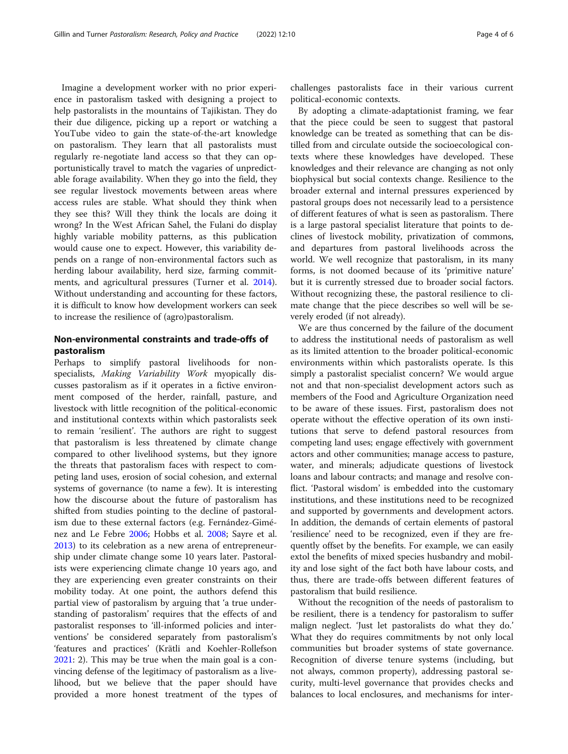Imagine a development worker with no prior experience in pastoralism tasked with designing a project to help pastoralists in the mountains of Tajikistan. They do their due diligence, picking up a report or watching a YouTube video to gain the state-of-the-art knowledge on pastoralism. They learn that all pastoralists must regularly re-negotiate land access so that they can opportunistically travel to match the vagaries of unpredictable forage availability. When they go into the field, they see regular livestock movements between areas where access rules are stable. What should they think when they see this? Will they think the locals are doing it wrong? In the West African Sahel, the Fulani do display highly variable mobility patterns, as this publication would cause one to expect. However, this variability depends on a range of non-environmental factors such as herding labour availability, herd size, farming commitments, and agricultural pressures (Turner et al. 2014). Without understanding and accounting for these factors, it is difficult to know how development workers can seek to increase the resilience of (agro)pastoralism.

## Non-environmental constraints and trade-offs of pastoralism

Perhaps to simplify pastoral livelihoods for non-specialists, *Making Variability Work* myopically discusses pastoralism as if it operates in a fictive environment composed of the herder, rainfall, pasture, and livestock with little recognition of the political-economic and institutional contexts within which pastoralists seek to remain 'resilient'. The authors are right to suggest that pastoralism is less threatened by climate change compared to other livelihood systems, but they ignore the threats that pastoralism faces with respect to competing land uses, erosion of social cohesion, and external systems of governance (to name a few). It is interesting how the discourse about the future of pastoralism has shifted from studies pointing to the decline of pastoralism due to these external factors (e.g. Fernández-Giménez and Le Febre 2006; Hobbs et al. 2008; Sayre et al. 2013) to its celebration as a new arena of entrepreneurship under climate change some 10 years later. Pastoralists were experiencing climate change 10 years ago, and they are experiencing even greater constraints on their mobility today. At one point, the authors defend this partial view of pastoralism by arguing that 'a true understanding of pastoralism' requires that the effects of and pastoralist responses to 'ill-informed policies and interventions' be considered separately from pastoralism's 'features and practices' (Krätli and Koehler-Rollefson 2021: 2). This may be true when the main goal is a convincing defense of the legitimacy of pastoralism as a livelihood, but we believe that the paper should have provided a more honest treatment of the types of challenges pastoralists face in their various current political-economic contexts.

By adopting a climate-adaptationist framing, we fear that the piece could be seen to suggest that pastoral knowledge can be treated as something that can be distilled from and circulate outside the socioecological contexts where these knowledges have developed. These knowledges and their relevance are changing as not only biophysical but social contexts change. Resilience to the broader external and internal pressures experienced by pastoral groups does not necessarily lead to a persistence of different features of what is seen as pastoralism. There is a large pastoral specialist literature that points to declines of livestock mobility, privatization of commons, and departures from pastoral livelihoods across the world. We well recognize that pastoralism, in its many forms, is not doomed because of its 'primitive nature' but it is currently stressed due to broader social factors. Without recognizing these, the pastoral resilience to climate change that the piece describes so well will be severely eroded (if not already).

We are thus concerned by the failure of the document to address the institutional needs of pastoralism as well as its limited attention to the broader political-economic environments within which pastoralists operate. Is this simply a pastoralist specialist concern? We would argue not and that non-specialist development actors such as members of the Food and Agriculture Organization need to be aware of these issues. First, pastoralism does not operate without the effective operation of its own institutions that serve to defend pastoral resources from competing land uses; engage effectively with government actors and other communities; manage access to pasture, water, and minerals; adjudicate questions of livestock loans and labour contracts; and manage and resolve conflict. 'Pastoral wisdom' is embedded into the customary institutions, and these institutions need to be recognized and supported by governments and development actors. In addition, the demands of certain elements of pastoral 'resilience' need to be recognized, even if they are frequently offset by the benefits. For example, we can easily extol the benefits of mixed species husbandry and mobility and lose sight of the fact both have labour costs, and thus, there are trade-offs between different features of pastoralism that build resilience.

Without the recognition of the needs of pastoralism to be resilient, there is a tendency for pastoralism to suffer malign neglect. 'Just let pastoralists do what they do.' What they do requires commitments by not only local communities but broader systems of state governance. Recognition of diverse tenure systems (including, but not always, common property), addressing pastoral security, multi-level governance that provides checks and balances to local enclosures, and mechanisms for inter-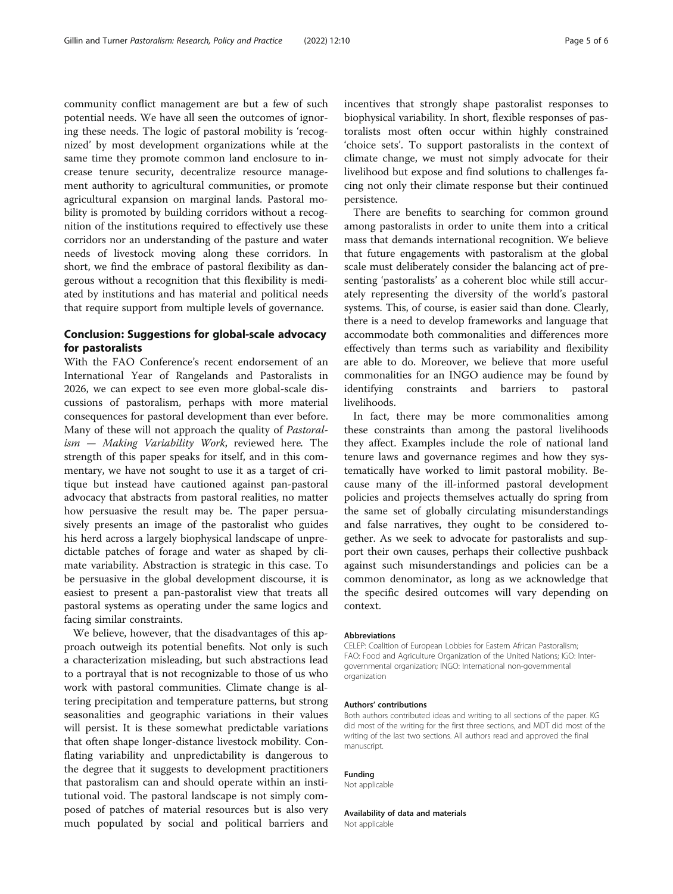community conflict management are but a few of such potential needs. We have all seen the outcomes of ignoring these needs. The logic of pastoral mobility is 'recognized' by most development organizations while at the same time they promote common land enclosure to increase tenure security, decentralize resource management authority to agricultural communities, or promote agricultural expansion on marginal lands. Pastoral mobility is promoted by building corridors without a recognition of the institutions required to effectively use these corridors nor an understanding of the pasture and water needs of livestock moving along these corridors. In short, we find the embrace of pastoral flexibility as dangerous without a recognition that this flexibility is mediated by institutions and has material and political needs that require support from multiple levels of governance.

## Conclusion: Suggestions for global-scale advocacy for pastoralists

With the FAO Conference's recent endorsement of an International Year of Rangelands and Pastoralists in 2026, we can expect to see even more global-scale discussions of pastoralism, perhaps with more material consequences for pastoral development than ever before. Many of these will not approach the quality of *Pastoralism — Making Variability Work*, reviewed here. The strength of this paper speaks for itself, and in this commentary, we have not sought to use it as a target of critique but instead have cautioned against pan-pastoral advocacy that abstracts from pastoral realities, no matter how persuasive the result may be. The paper persuasively presents an image of the pastoralist who guides his herd across a largely biophysical landscape of unpredictable patches of forage and water as shaped by climate variability. Abstraction is strategic in this case. To be persuasive in the global development discourse, it is easiest to present a pan-pastoralist view that treats all pastoral systems as operating under the same logics and facing similar constraints.

We believe, however, that the disadvantages of this approach outweigh its potential benefits. Not only is such a characterization misleading, but such abstractions lead to a portrayal that is not recognizable to those of us who work with pastoral communities. Climate change is altering precipitation and temperature patterns, but strong seasonalities and geographic variations in their values will persist. It is these somewhat predictable variations that often shape longer-distance livestock mobility. Conflating variability and unpredictability is dangerous to the degree that it suggests to development practitioners that pastoralism can and should operate within an institutional void. The pastoral landscape is not simply composed of patches of material resources but is also very much populated by social and political barriers and incentives that strongly shape pastoralist responses to biophysical variability. In short, flexible responses of pastoralists most often occur within highly constrained 'choice sets'. To support pastoralists in the context of climate change, we must not simply advocate for their livelihood but expose and find solutions to challenges facing not only their climate response but their continued persistence.

There are benefits to searching for common ground among pastoralists in order to unite them into a critical mass that demands international recognition. We believe that future engagements with pastoralism at the global scale must deliberately consider the balancing act of presenting 'pastoralists' as a coherent bloc while still accurately representing the diversity of the world's pastoral systems. This, of course, is easier said than done. Clearly, there is a need to develop frameworks and language that accommodate both commonalities and differences more effectively than terms such as variability and flexibility are able to do. Moreover, we believe that more useful commonalities for an INGO audience may be found by identifying constraints and barriers to pastoral livelihoods.

In fact, there may be more commonalities among these constraints than among the pastoral livelihoods they affect. Examples include the role of national land tenure laws and governance regimes and how they systematically have worked to limit pastoral mobility. Because many of the ill-informed pastoral development policies and projects themselves actually do spring from the same set of globally circulating misunderstandings and false narratives, they ought to be considered together. As we seek to advocate for pastoralists and support their own causes, perhaps their collective pushback against such misunderstandings and policies can be a common denominator, as long as we acknowledge that the specific desired outcomes will vary depending on context.

#### Abbreviations

CELEP: Coalition of European Lobbies for Eastern African Pastoralism; FAO: Food and Agriculture Organization of the United Nations; IGO: Intergovernmental organization; INGO: International non-governmental organization

#### Authors' contributions

Both authors contributed ideas and writing to all sections of the paper. KG did most of the writing for the first three sections, and MDT did most of the writing of the last two sections. All authors read and approved the final manuscript.

#### Funding

Not applicable

#### Availability of data and materials

Not applicable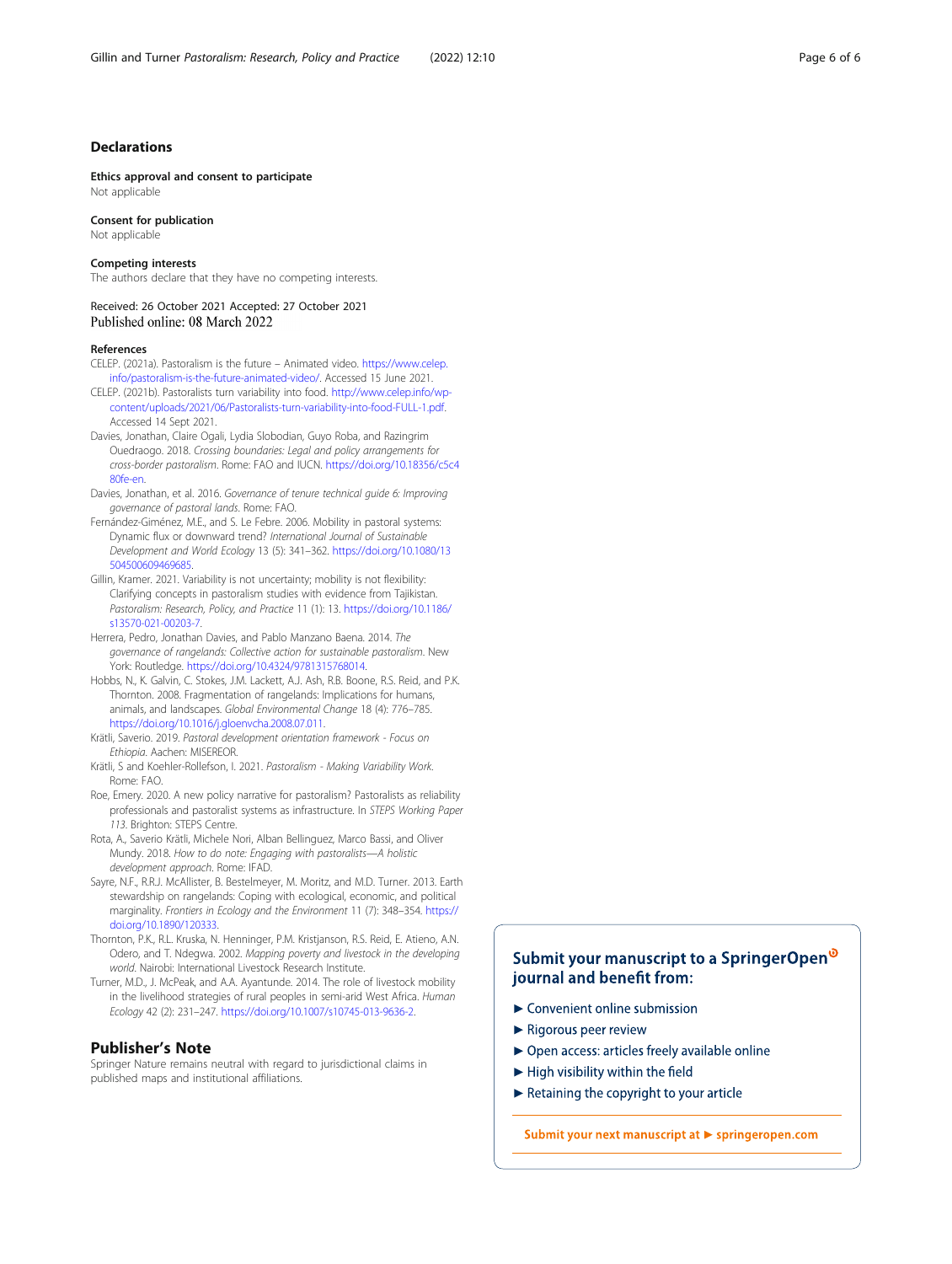## Declarations

### Ethics approval and consent to participate

Not applicable

### Consent for publication

Not applicable

### Competing interests

The authors declare that they have no competing interests.

Received: 26 October 2021 Accepted: 27 October 2021
Published online: 08 March 2022

### References

CELEP. (2021a). Pastoralism is the future – Animated video. https://www.celep.info/pastoralism-is-the-future-animated-video/. Accessed 15 June 2021.

CELEP. (2021b). Pastoralists turn variability into food. http://www.celep.info/wp-content/uploads/2021/06/Pastoralists-turn-variability-into-food-FULL-1.pdf. Accessed 14 Sept 2021.

Davies, Jonathan, Claire Ogali, Lydia Slobodian, Guyo Roba, and Razingrim Ouedraogo. 2018. *Crossing boundaries: Legal and policy arrangements for cross-border pastoralism*. Rome: FAO and IUCN. https://doi.org/10.18356/c5c480fe-en.

Davies, Jonathan, et al. 2016. *Governance of tenure technical guide 6: Improving governance of pastoral lands*. Rome: FAO.

Fernández-Giménez, M.E., and S. Le Febre. 2006. Mobility in pastoral systems: Dynamic flux or downward trend? *International Journal of Sustainable Development and World Ecology* 13 (5): 341–362. https://doi.org/10.1080/13504500609469685.

Gillin, Kramer. 2021. Variability is not uncertainty; mobility is not flexibility: Clarifying concepts in pastoralism studies with evidence from Tajikistan. *Pastoralism: Research, Policy, and Practice* 11 (1): 13. https://doi.org/10.1186/s13570-021-00203-7.

Herrera, Pedro, Jonathan Davies, and Pablo Manzano Baena. 2014. *The governance of rangelands: Collective action for sustainable pastoralism*. New York: Routledge. https://doi.org/10.4324/9781315768014.

Hobbs, N., K. Galvin, C. Stokes, J.M. Lackett, A.J. Ash, R.B. Boone, R.S. Reid, and P.K. Thornton. 2008. Fragmentation of rangelands: Implications for humans, animals, and landscapes. *Global Environmental Change* 18 (4): 776–785. https://doi.org/10.1016/j.gloenvcha.2008.07.011.

Krätli, Saverio. 2019. *Pastoral development orientation framework - Focus on Ethiopia*. Aachen: MISEREOR.

Krätli, S and Koehler-Rollefson, I. 2021. *Pastoralism - Making Variability Work*. Rome: FAO.

Roe, Emery. 2020. A new policy narrative for pastoralism? Pastoralists as reliability professionals and pastoralist systems as infrastructure. In *STEPS Working Paper 113*. Brighton: STEPS Centre.

Rota, A., Saverio Krätli, Michele Nori, Alban Bellinguez, Marco Bassi, and Oliver Mundy. 2018. *How to do note: Engaging with pastoralists—A holistic development approach*. Rome: IFAD.

Sayre, N.F., R.R.J. McAllister, B. Bestelmeyer, M. Moritz, and M.D. Turner. 2013. Earth stewardship on rangelands: Coping with ecological, economic, and political marginality. *Frontiers in Ecology and the Environment* 11 (7): 348–354. https://doi.org/10.1890/120333.

Thornton, P.K., R.L. Kruska, N. Henninger, P.M. Kristjanson, R.S. Reid, E. Atieno, A.N. Odero, and T. Ndegwa. 2002. *Mapping poverty and livestock in the developing world*. Nairobi: International Livestock Research Institute.

Turner, M.D., J. McPeak, and A.A. Ayantunde. 2014. The role of livestock mobility in the livelihood strategies of rural peoples in semi-arid West Africa. *Human Ecology* 42 (2): 231–247. https://doi.org/10.1007/s10745-013-9636-2.

## Publisher's Note

Springer Nature remains neutral with regard to jurisdictional claims in published maps and institutional affiliations.

**Submit your manuscript to a SpringerOpen journal and benefit from:**

- ► Convenient online submission
- ► Rigorous peer review
- ► Open access: articles freely available online
- ► High visibility within the field
- ► Retaining the copyright to your article

**Submit your next manuscript at ► springeropen.com**